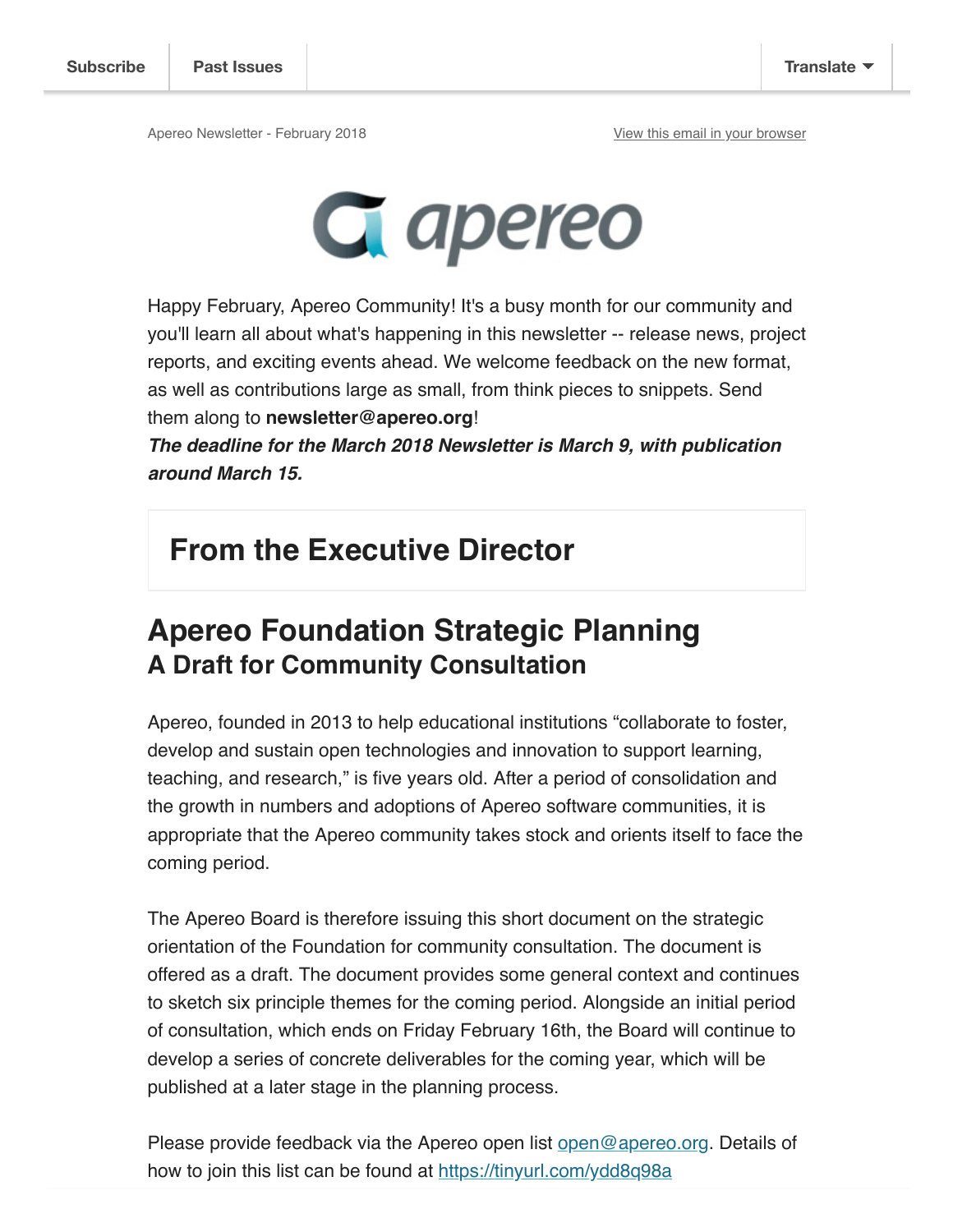Subscribe | Past Issues | Translate

Apereo Newsletter - February 2018

View this email in your browser

apereo

Happy February, Apereo Community! It's a busy month for our community and you'll learn all about what's happening in this newsletter -- release news, project reports, and exciting events ahead. We welcome feedback on the new format, as well as contributions large as small, from think pieces to snippets. Send them along to **newsletter@apereo.org**!

***The deadline for the March 2018 Newsletter is March 9, with publication around March 15.***

## From the Executive Director

# Apereo Foundation Strategic Planning

### A Draft for Community Consultation

Apereo, founded in 2013 to help educational institutions "collaborate to foster, develop and sustain open technologies and innovation to support learning, teaching, and research," is five years old. After a period of consolidation and the growth in numbers and adoptions of Apereo software communities, it is appropriate that the Apereo community takes stock and orients itself to face the coming period.

The Apereo Board is therefore issuing this short document on the strategic orientation of the Foundation for community consultation. The document is offered as a draft. The document provides some general context and continues to sketch six principle themes for the coming period. Alongside an initial period of consultation, which ends on Friday February 16th, the Board will continue to develop a series of concrete deliverables for the coming year, which will be published at a later stage in the planning process.

Please provide feedback via the Apereo open list open@apereo.org. Details of how to join this list can be found at https://tinyurl.com/ydd8q98a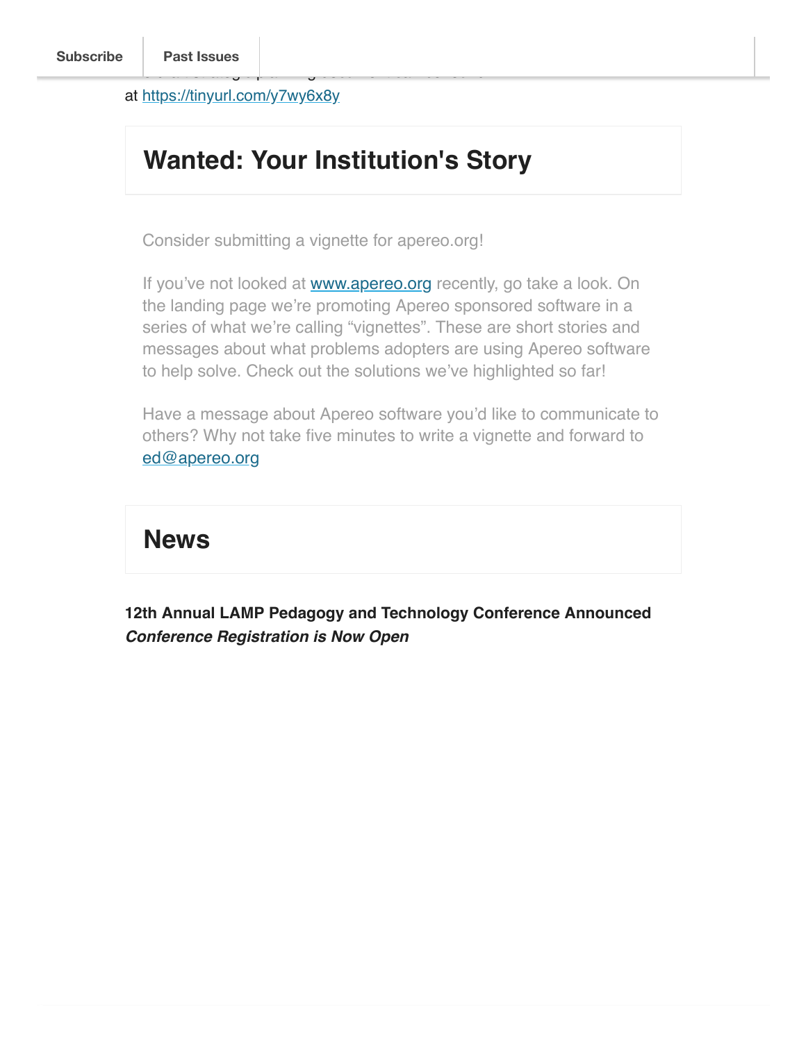at https://tinyurl.com/y7wy6x8y

## Wanted: Your Institution's Story

Consider submitting a vignette for apereo.org!

If you've not looked at www.apereo.org recently, go take a look. On the landing page we're promoting Apereo sponsored software in a series of what we're calling "vignettes". These are short stories and messages about what problems adopters are using Apereo software to help solve. Check out the solutions we've highlighted so far!

Have a message about Apereo software you'd like to communicate to others? Why not take five minutes to write a vignette and forward to ed@apereo.org

## News

**12th Annual LAMP Pedagogy and Technology Conference Announced**
***Conference Registration is Now Open***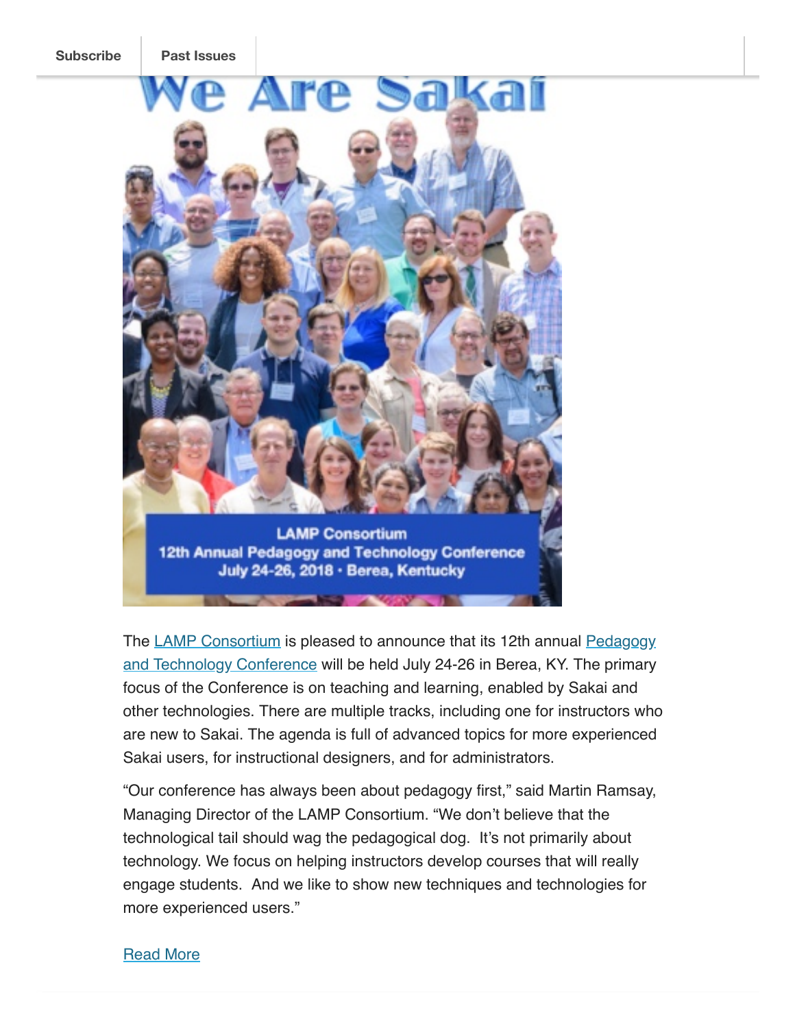Subscribe | Past Issues

The LAMP Consortium is pleased to announce that its 12th annual Pedagogy and Technology Conference will be held July 24-26 in Berea, KY. The primary focus of the Conference is on teaching and learning, enabled by Sakai and other technologies. There are multiple tracks, including one for instructors who are new to Sakai. The agenda is full of advanced topics for more experienced Sakai users, for instructional designers, and for administrators.

“Our conference has always been about pedagogy first,” said Martin Ramsay, Managing Director of the LAMP Consortium. “We don’t believe that the technological tail should wag the pedagogical dog. It’s not primarily about technology. We focus on helping instructors develop courses that will really engage students. And we like to show new techniques and technologies for more experienced users.”

Read More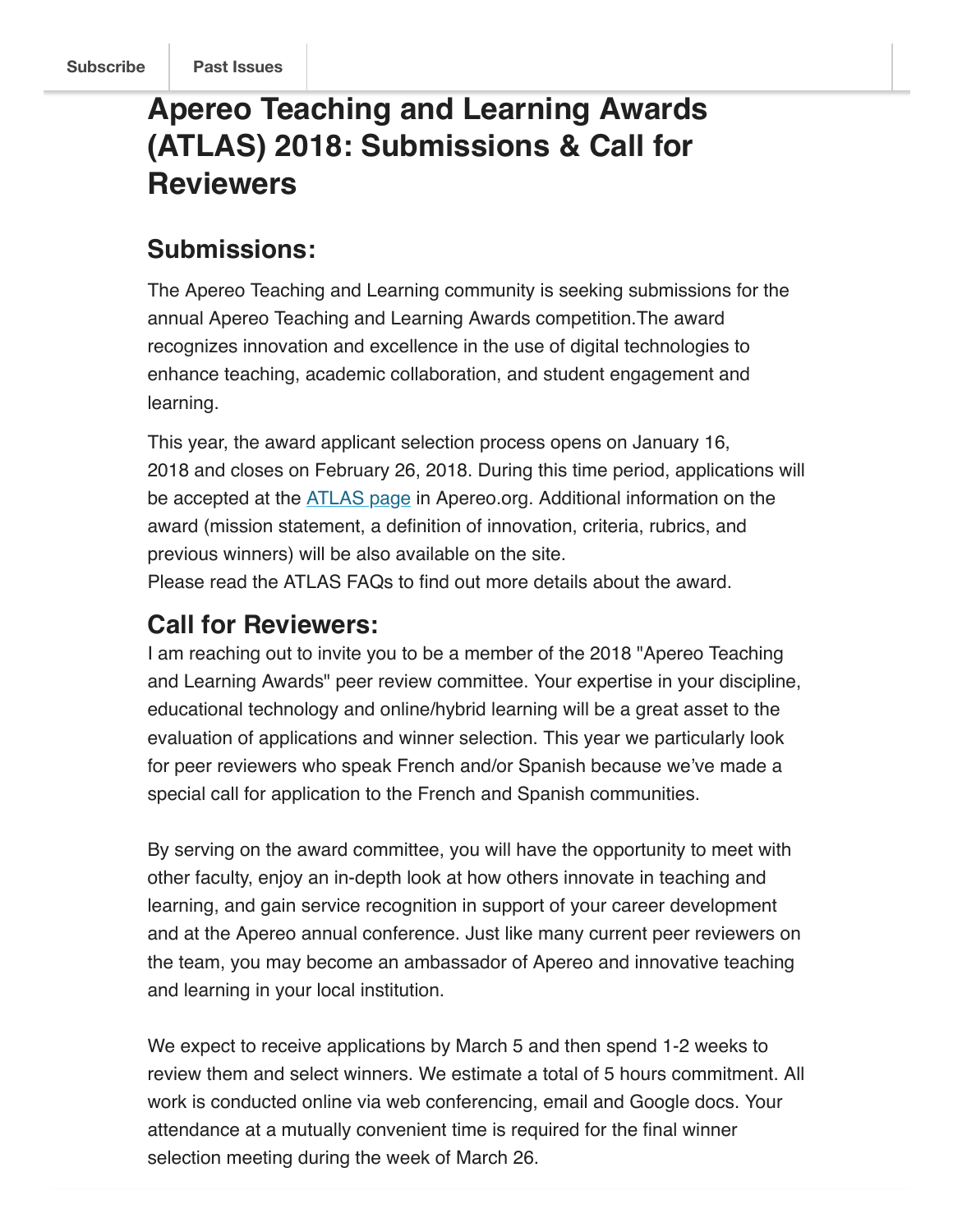# Apereo Teaching and Learning Awards (ATLAS) 2018: Submissions & Call for Reviewers

## Submissions:

The Apereo Teaching and Learning community is seeking submissions for the annual Apereo Teaching and Learning Awards competition.The award recognizes innovation and excellence in the use of digital technologies to enhance teaching, academic collaboration, and student engagement and learning.

This year, the award applicant selection process opens on January 16, 2018 and closes on February 26, 2018. During this time period, applications will be accepted at the [ATLAS page](#) in Apereo.org. Additional information on the award (mission statement, a definition of innovation, criteria, rubrics, and previous winners) will be also available on the site.
Please read the ATLAS FAQs to find out more details about the award.

## Call for Reviewers:

I am reaching out to invite you to be a member of the 2018 "Apereo Teaching and Learning Awards" peer review committee. Your expertise in your discipline, educational technology and online/hybrid learning will be a great asset to the evaluation of applications and winner selection. This year we particularly look for peer reviewers who speak French and/or Spanish because we've made a special call for application to the French and Spanish communities.

By serving on the award committee, you will have the opportunity to meet with other faculty, enjoy an in-depth look at how others innovate in teaching and learning, and gain service recognition in support of your career development and at the Apereo annual conference. Just like many current peer reviewers on the team, you may become an ambassador of Apereo and innovative teaching and learning in your local institution.

We expect to receive applications by March 5 and then spend 1-2 weeks to review them and select winners. We estimate a total of 5 hours commitment. All work is conducted online via web conferencing, email and Google docs. Your attendance at a mutually convenient time is required for the final winner selection meeting during the week of March 26.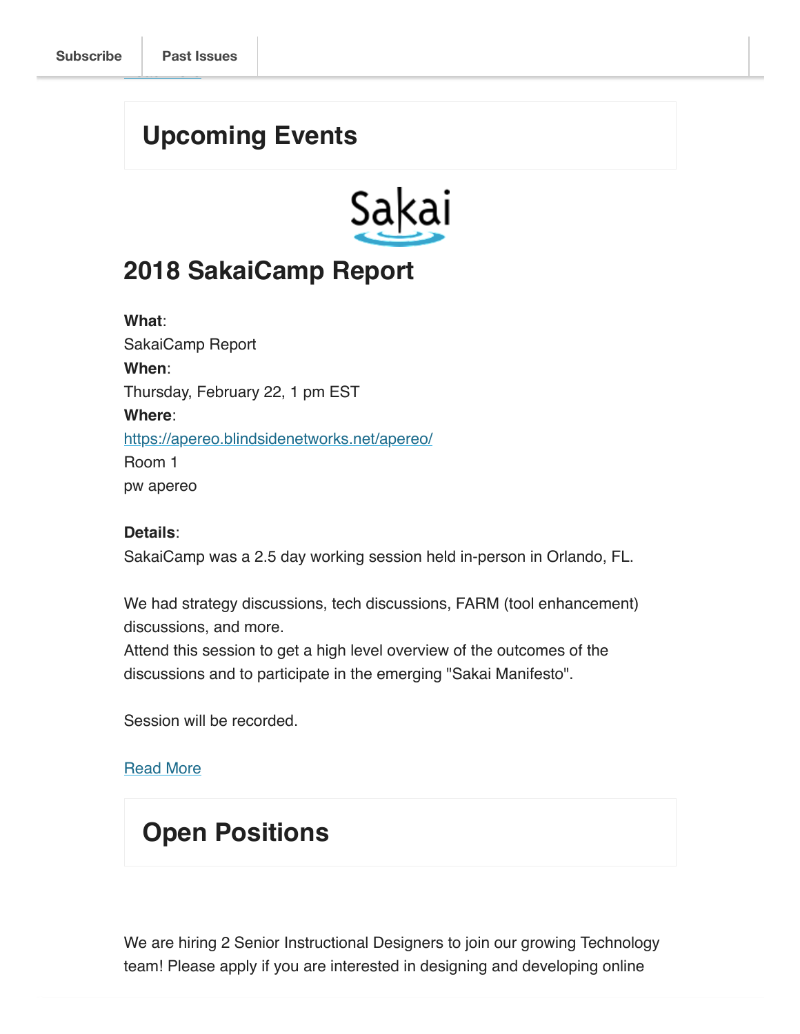## Upcoming Events

## 2018 SakaiCamp Report

**What**:
SakaiCamp Report
**When**:
Thursday, February 22, 1 pm EST
**Where**:
https://apereo.blindsidenetworks.net/apereo/
Room 1
pw apereo

**Details**:
SakaiCamp was a 2.5 day working session held in-person in Orlando, FL.

We had strategy discussions, tech discussions, FARM (tool enhancement) discussions, and more.
Attend this session to get a high level overview of the outcomes of the discussions and to participate in the emerging "Sakai Manifesto".

Session will be recorded.

Read More

## Open Positions

We are hiring 2 Senior Instructional Designers to join our growing Technology team! Please apply if you are interested in designing and developing online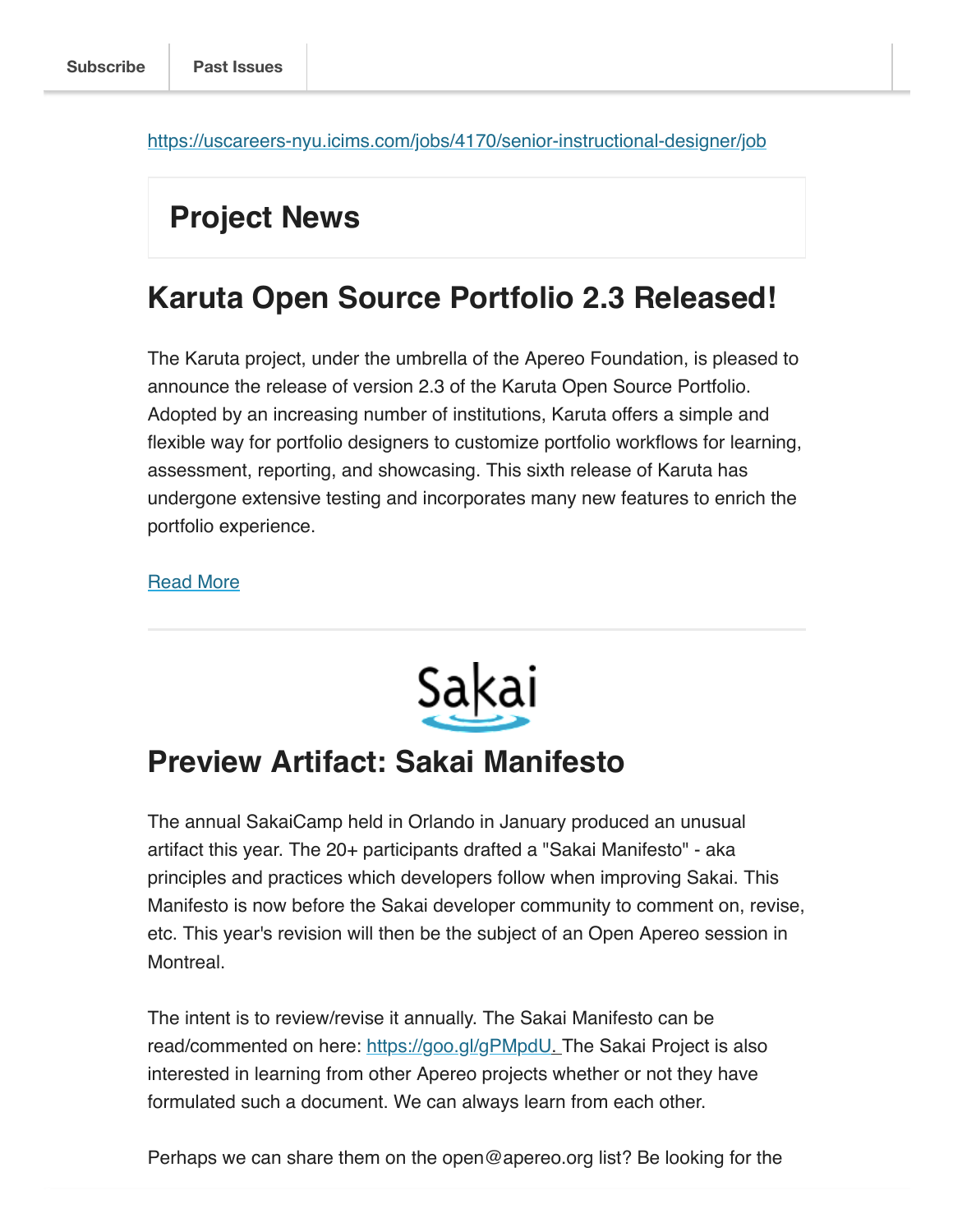Subscribe | Past Issues

https://uscareers-nyu.icims.com/jobs/4170/senior-instructional-designer/job

## Project News

## Karuta Open Source Portfolio 2.3 Released!

The Karuta project, under the umbrella of the Apereo Foundation, is pleased to announce the release of version 2.3 of the Karuta Open Source Portfolio. Adopted by an increasing number of institutions, Karuta offers a simple and flexible way for portfolio designers to customize portfolio workflows for learning, assessment, reporting, and showcasing. This sixth release of Karuta has undergone extensive testing and incorporates many new features to enrich the portfolio experience.

[Read More]

---

Sakai

## Preview Artifact: Sakai Manifesto

The annual SakaiCamp held in Orlando in January produced an unusual artifact this year. The 20+ participants drafted a "Sakai Manifesto" - aka principles and practices which developers follow when improving Sakai. This Manifesto is now before the Sakai developer community to comment on, revise, etc. This year's revision will then be the subject of an Open Apereo session in Montreal.

The intent is to review/revise it annually. The Sakai Manifesto can be read/commented on here: https://goo.gl/gPMpdU. The Sakai Project is also interested in learning from other Apereo projects whether or not they have formulated such a document. We can always learn from each other.

Perhaps we can share them on the open@apereo.org list? Be looking for the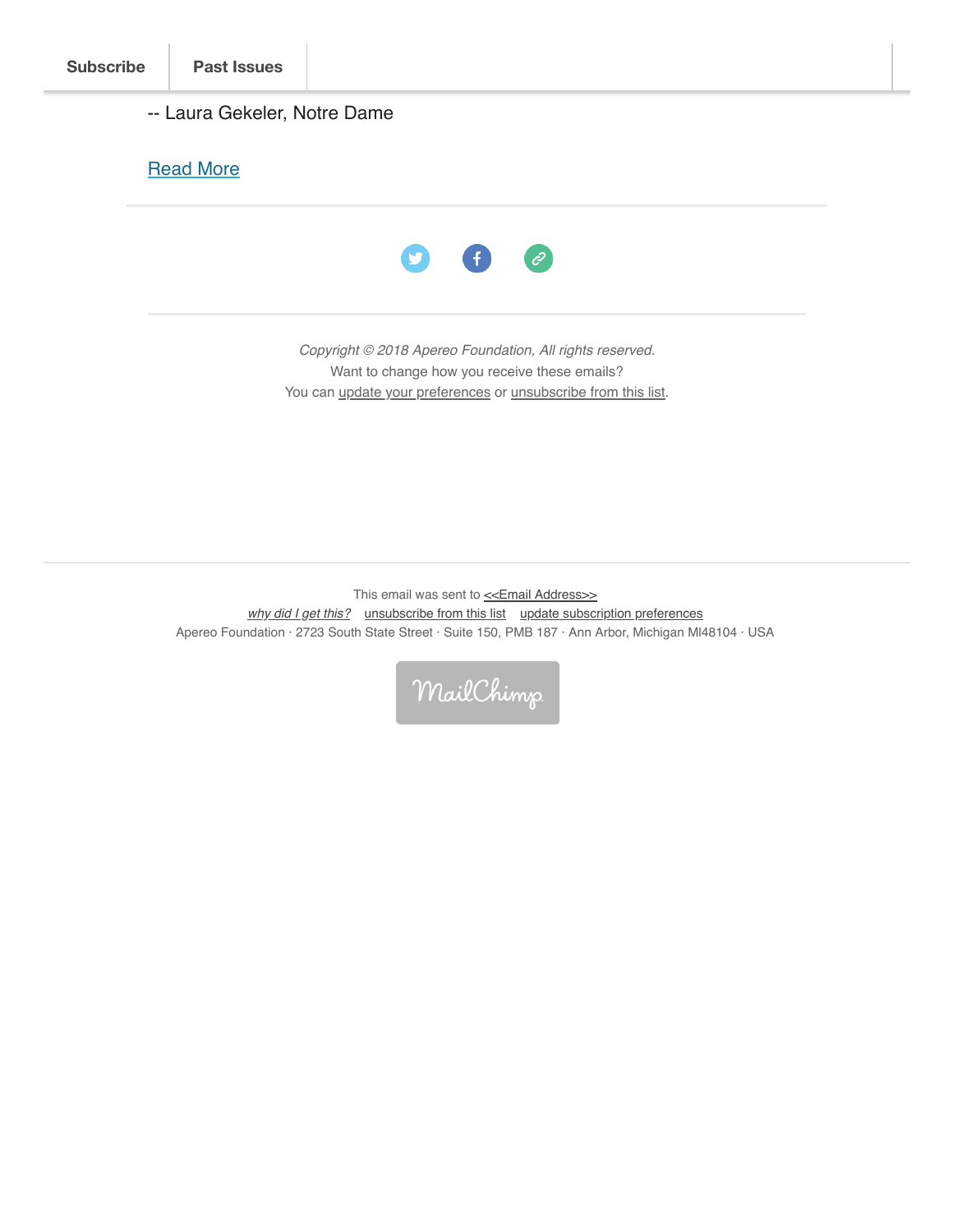Subscribe | Past Issues

-- Laura Gekeler, Notre Dame

Read More

*Copyright © 2018 Apereo Foundation, All rights reserved.*

Want to change how you receive these emails?

You can update your preferences or unsubscribe from this list.

This email was sent to <<Email Address>>

*why did I get this?* unsubscribe from this list update subscription preferences

Apereo Foundation · 2723 South State Street · Suite 150, PMB 187 · Ann Arbor, Michigan MI48104 · USA

MailChimp